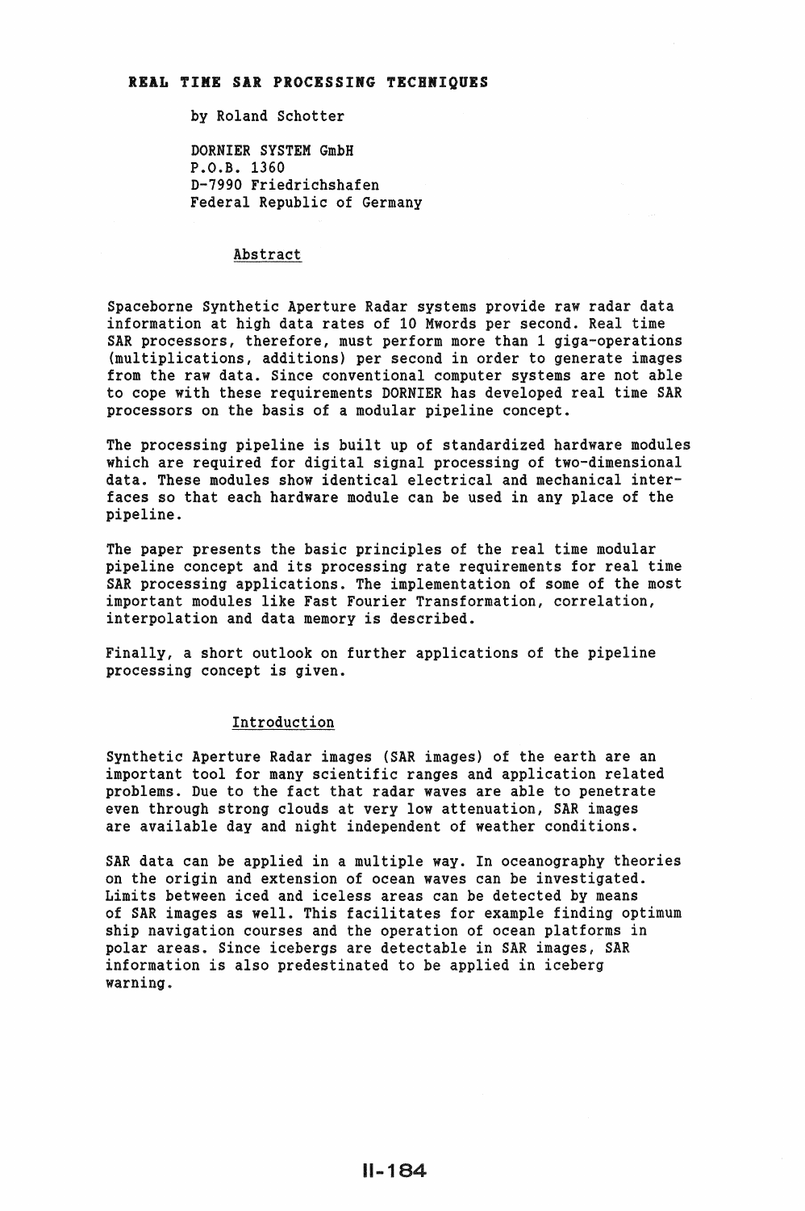# REAL TIME SAR PROCESSING TECHNIQUES

by Roland Schotter

DORNIER SYSTEM GmbH
P.O.B. 1360
D-7990 Friedrichshafen
Federal Republic of Germany

## Abstract

Spaceborne Synthetic Aperture Radar systems provide raw radar data information at high data rates of 10 Mwords per second. Real time SAR processors, therefore, must perform more than 1 giga-operations (multiplications, additions) per second in order to generate images from the raw data. Since conventional computer systems are not able to cope with these requirements DORNIER has developed real time SAR processors on the basis of a modular pipeline concept.

The processing pipeline is built up of standardized hardware modules which are required for digital signal processing of two-dimensional data. These modules show identical electrical and mechanical interfaces so that each hardware module can be used in any place of the pipeline.

The paper presents the basic principles of the real time modular pipeline concept and its processing rate requirements for real time SAR processing applications. The implementation of some of the most important modules like Fast Fourier Transformation, correlation, interpolation and data memory is described.

Finally, a short outlook on further applications of the pipeline processing concept is given.

## Introduction

Synthetic Aperture Radar images (SAR images) of the earth are an important tool for many scientific ranges and application related problems. Due to the fact that radar waves are able to penetrate even through strong clouds at very low attenuation, SAR images are available day and night independent of weather conditions.

SAR data can be applied in a multiple way. In oceanography theories on the origin and extension of ocean waves can be investigated. Limits between iced and iceless areas can be detected by means of SAR images as well. This facilitates for example finding optimum ship navigation courses and the operation of ocean platforms in polar areas. Since icebergs are detectable in SAR images, SAR information is also predestinated to be applied in iceberg warning.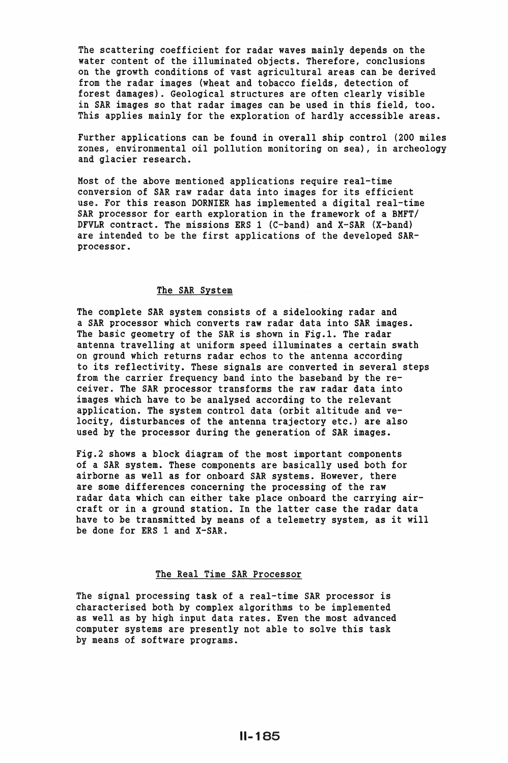The scattering coefficient for radar waves mainly depends on the water content of the illuminated objects. Therefore, conclusions on the growth conditions of vast agricultural areas can be derived from the radar images (wheat and tobacco fields, detection of forest damages). Geological structures are often clearly visible in SAR images so that radar images can be used in this field, too. This applies mainly for the exploration of hardly accessible areas.

Further applications can be found in overall ship control (200 miles zones, environmental oil pollution monitoring on sea), in archeology and glacier research.

Most of the above mentioned applications require real-time conversion of SAR raw radar data into images for its efficient use. For this reason DORNIER has implemented a digital real-time SAR processor for earth exploration in the framework of a BMFT/DFVLR contract. The missions ERS 1 (C-band) and X-SAR (X-band) are intended to be the first applications of the developed SAR-processor.

## The SAR System

The complete SAR system consists of a sidelooking radar and a SAR processor which converts raw radar data into SAR images. The basic geometry of the SAR is shown in Fig.1. The radar antenna travelling at uniform speed illuminates a certain swath on ground which returns radar echos to the antenna according to its reflectivity. These signals are converted in several steps from the carrier frequency band into the baseband by the receiver. The SAR processor transforms the raw radar data into images which have to be analysed according to the relevant application. The system control data (orbit altitude and velocity, disturbances of the antenna trajectory etc.) are also used by the processor during the generation of SAR images.

Fig.2 shows a block diagram of the most important components of a SAR system. These components are basically used both for airborne as well as for onboard SAR systems. However, there are some differences concerning the processing of the raw radar data which can either take place onboard the carrying aircraft or in a ground station. In the latter case the radar data have to be transmitted by means of a telemetry system, as it will be done for ERS 1 and X-SAR.

## The Real Time SAR Processor

The signal processing task of a real-time SAR processor is characterised both by complex algorithms to be implemented as well as by high input data rates. Even the most advanced computer systems are presently not able to solve this task by means of software programs.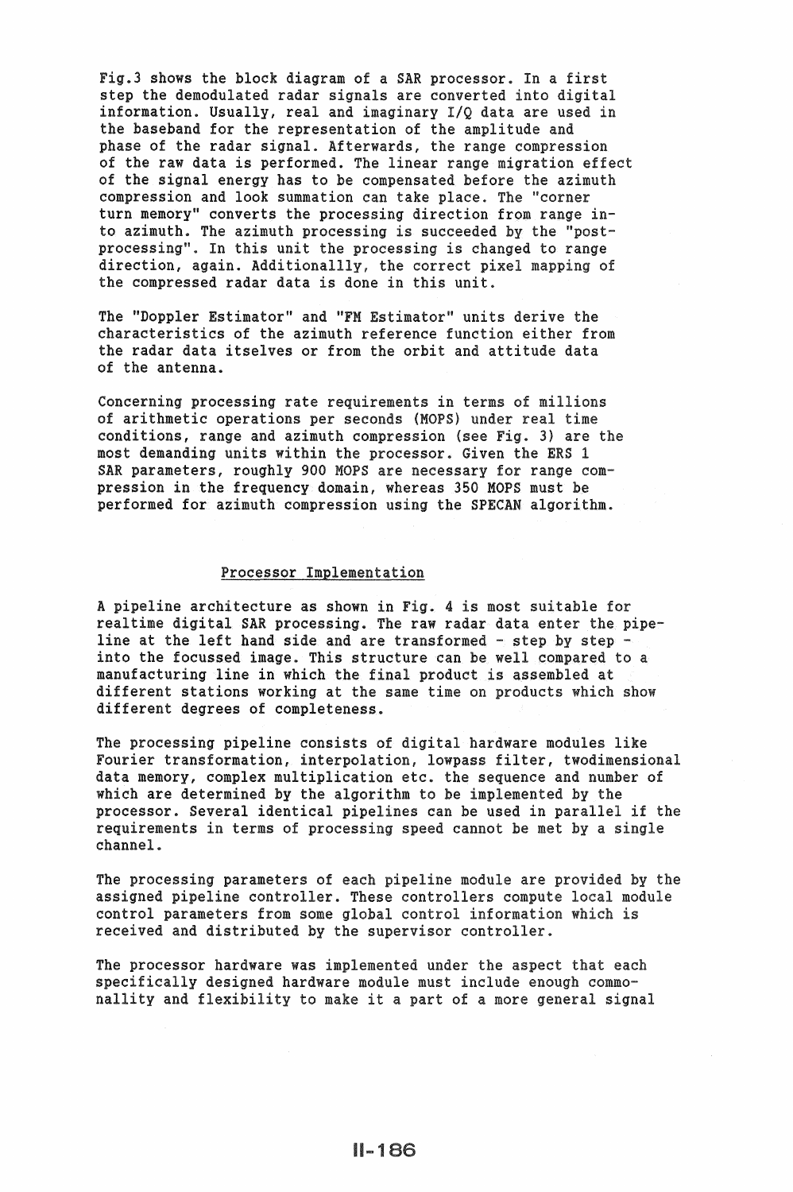Fig.3 shows the block diagram of a SAR processor. In a first step the demodulated radar signals are converted into digital information. Usually, real and imaginary I/Q data are used in the baseband for the representation of the amplitude and phase of the radar signal. Afterwards, the range compression of the raw data is performed. The linear range migration effect of the signal energy has to be compensated before the azimuth compression and look summation can take place. The "corner turn memory" converts the processing direction from range into azimuth. The azimuth processing is succeeded by the "post-processing". In this unit the processing is changed to range direction, again. Additionallly, the correct pixel mapping of the compressed radar data is done in this unit.

The "Doppler Estimator" and "FM Estimator" units derive the characteristics of the azimuth reference function either from the radar data itselves or from the orbit and attitude data of the antenna.

Concerning processing rate requirements in terms of millions of arithmetic operations per seconds (MOPS) under real time conditions, range and azimuth compression (see Fig. 3) are the most demanding units within the processor. Given the ERS 1 SAR parameters, roughly 900 MOPS are necessary for range compression in the frequency domain, whereas 350 MOPS must be performed for azimuth compression using the SPECAN algorithm.

## Processor Implementation

A pipeline architecture as shown in Fig. 4 is most suitable for realtime digital SAR processing. The raw radar data enter the pipeline at the left hand side and are transformed - step by step - into the focussed image. This structure can be well compared to a manufacturing line in which the final product is assembled at different stations working at the same time on products which show different degrees of completeness.

The processing pipeline consists of digital hardware modules like Fourier transformation, interpolation, lowpass filter, twodimensional data memory, complex multiplication etc. the sequence and number of which are determined by the algorithm to be implemented by the processor. Several identical pipelines can be used in parallel if the requirements in terms of processing speed cannot be met by a single channel.

The processing parameters of each pipeline module are provided by the assigned pipeline controller. These controllers compute local module control parameters from some global control information which is received and distributed by the supervisor controller.

The processor hardware was implemented under the aspect that each specifically designed hardware module must include enough commonallity and flexibility to make it a part of a more general signal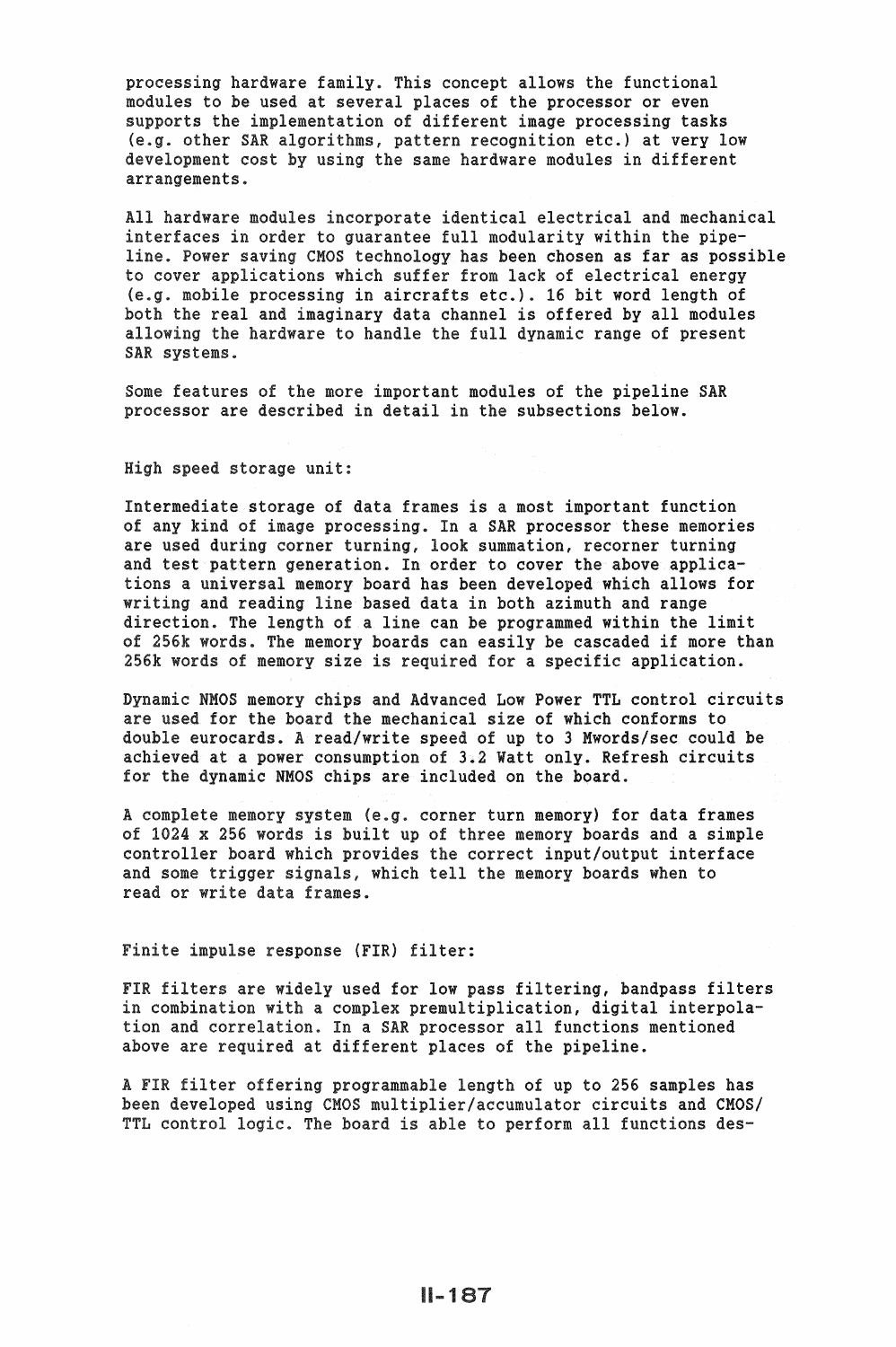processing hardware family. This concept allows the functional modules to be used at several places of the processor or even supports the implementation of different image processing tasks (e.g. other SAR algorithms, pattern recognition etc.) at very low development cost by using the same hardware modules in different arrangements.

All hardware modules incorporate identical electrical and mechanical interfaces in order to guarantee full modularity within the pipeline. Power saving CMOS technology has been chosen as far as possible to cover applications which suffer from lack of electrical energy (e.g. mobile processing in aircrafts etc.). 16 bit word length of both the real and imaginary data channel is offered by all modules allowing the hardware to handle the full dynamic range of present SAR systems.

Some features of the more important modules of the pipeline SAR processor are described in detail in the subsections below.

High speed storage unit:

Intermediate storage of data frames is a most important function of any kind of image processing. In a SAR processor these memories are used during corner turning, look summation, recorner turning and test pattern generation. In order to cover the above applications a universal memory board has been developed which allows for writing and reading line based data in both azimuth and range direction. The length of a line can be programmed within the limit of 256k words. The memory boards can easily be cascaded if more than 256k words of memory size is required for a specific application.

Dynamic NMOS memory chips and Advanced Low Power TTL control circuits are used for the board the mechanical size of which conforms to double eurocards. A read/write speed of up to 3 Mwords/sec could be achieved at a power consumption of 3.2 Watt only. Refresh circuits for the dynamic NMOS chips are included on the board.

A complete memory system (e.g. corner turn memory) for data frames of 1024 x 256 words is built up of three memory boards and a simple controller board which provides the correct input/output interface and some trigger signals, which tell the memory boards when to read or write data frames.

Finite impulse response (FIR) filter:

FIR filters are widely used for low pass filtering, bandpass filters in combination with a complex premultiplication, digital interpolation and correlation. In a SAR processor all functions mentioned above are required at different places of the pipeline.

A FIR filter offering programmable length of up to 256 samples has been developed using CMOS multiplier/accumulator circuits and CMOS/TTL control logic. The board is able to perform all functions des-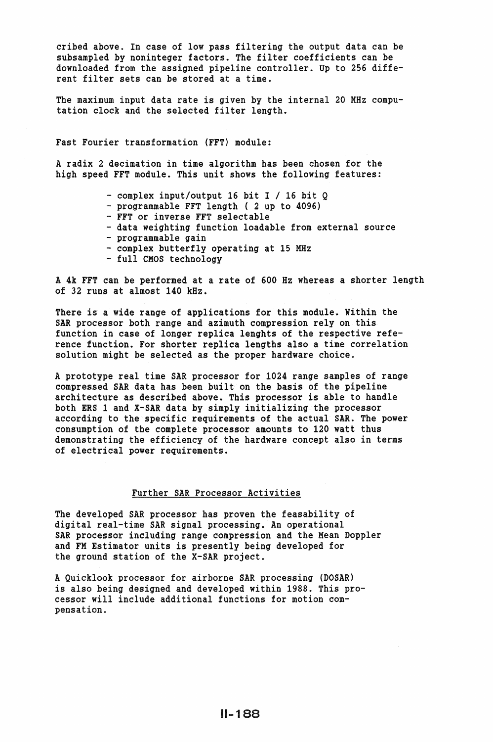cribed above. In case of low pass filtering the output data can be subsampled by noninteger factors. The filter coefficients can be downloaded from the assigned pipeline controller. Up to 256 different filter sets can be stored at a time.

The maximum input data rate is given by the internal 20 MHz computation clock and the selected filter length.

Fast Fourier transformation (FFT) module:

A radix 2 decimation in time algorithm has been chosen for the high speed FFT module. This unit shows the following features:

- complex input/output 16 bit I / 16 bit Q
- programmable FFT length ( 2 up to 4096)
- FFT or inverse FFT selectable
- data weighting function loadable from external source
- programmable gain
- complex butterfly operating at 15 MHz
- full CMOS technology

A 4k FFT can be performed at a rate of 600 Hz whereas a shorter length of 32 runs at almost 140 kHz.

There is a wide range of applications for this module. Within the SAR processor both range and azimuth compression rely on this function in case of longer replica lenghts of the respective reference function. For shorter replica lengths also a time correlation solution might be selected as the proper hardware choice.

A prototype real time SAR processor for 1024 range samples of range compressed SAR data has been built on the basis of the pipeline architecture as described above. This processor is able to handle both ERS 1 and X-SAR data by simply initializing the processor according to the specific requirements of the actual SAR. The power consumption of the complete processor amounts to 120 watt thus demonstrating the efficiency of the hardware concept also in terms of electrical power requirements.

## Further SAR Processor Activities

The developed SAR processor has proven the feasability of digital real-time SAR signal processing. An operational SAR processor including range compression and the Mean Doppler and FM Estimator units is presently being developed for the ground station of the X-SAR project.

A Quicklook processor for airborne SAR processing (DOSAR) is also being designed and developed within 1988. This processor will include additional functions for motion compensation.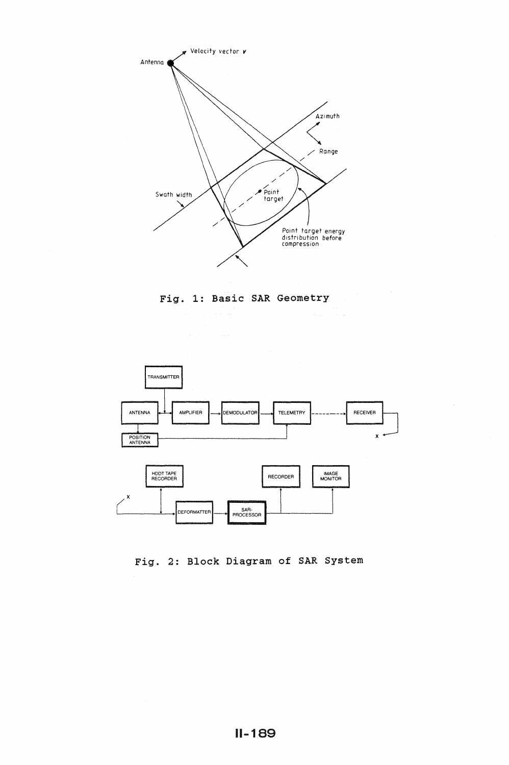Fig. 1: Basic SAR Geometry

Fig. 2: Block Diagram of SAR System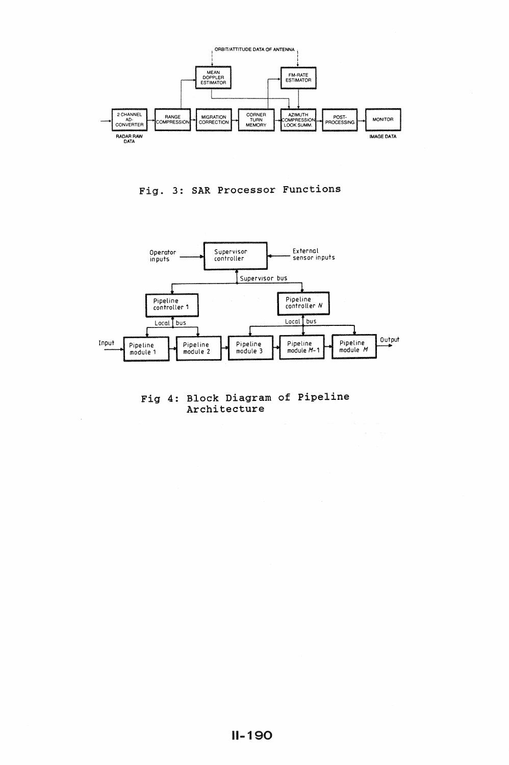ORBIT/ATTITUDE DATA OF ANTENNA

MEAN DOPPLER ESTIMATOR

FM-RATE ESTIMATOR

2 CHANNEL AD-CONVERTER

RANGE COMPRESSION

MIGRATION CORRECTION

CORNER TURN MEMORY

AZIMUTH COMPRESSION LOOK SUMM.

POST-PROCESSING

MONITOR

RADAR RAW DATA

IMAGE DATA

Fig. 3: SAR Processor Functions

Operator inputs

Supervisor controller

External sensor inputs

Supervisor bus

Pipeline controller 1

Pipeline controller $N$

Local bus

Local bus

Input

Pipeline module 1

Pipeline module 2

Pipeline module 3

Pipeline module $M$-1

Pipeline module $M$

Output

Fig 4: Block Diagram of Pipeline Architecture